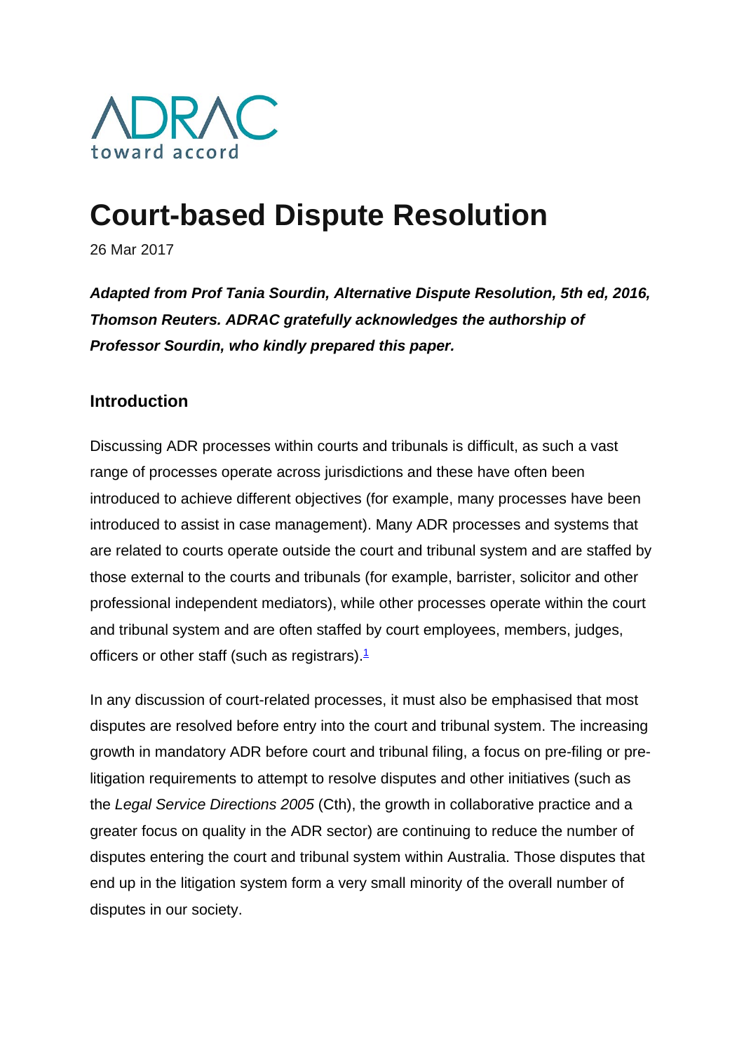ADRAC
toward accord

# Court-based Dispute Resolution

26 Mar 2017

***Adapted from Prof Tania Sourdin, Alternative Dispute Resolution, 5th ed, 2016, Thomson Reuters. ADRAC gratefully acknowledges the authorship of Professor Sourdin, who kindly prepared this paper.***

### Introduction

Discussing ADR processes within courts and tribunals is difficult, as such a vast range of processes operate across jurisdictions and these have often been introduced to achieve different objectives (for example, many processes have been introduced to assist in case management). Many ADR processes and systems that are related to courts operate outside the court and tribunal system and are staffed by those external to the courts and tribunals (for example, barrister, solicitor and other professional independent mediators), while other processes operate within the court and tribunal system and are often staffed by court employees, members, judges, officers or other staff (such as registrars).[1]

In any discussion of court-related processes, it must also be emphasised that most disputes are resolved before entry into the court and tribunal system. The increasing growth in mandatory ADR before court and tribunal filing, a focus on pre-filing or pre-litigation requirements to attempt to resolve disputes and other initiatives (such as the *Legal Service Directions 2005* (Cth), the growth in collaborative practice and a greater focus on quality in the ADR sector) are continuing to reduce the number of disputes entering the court and tribunal system within Australia. Those disputes that end up in the litigation system form a very small minority of the overall number of disputes in our society.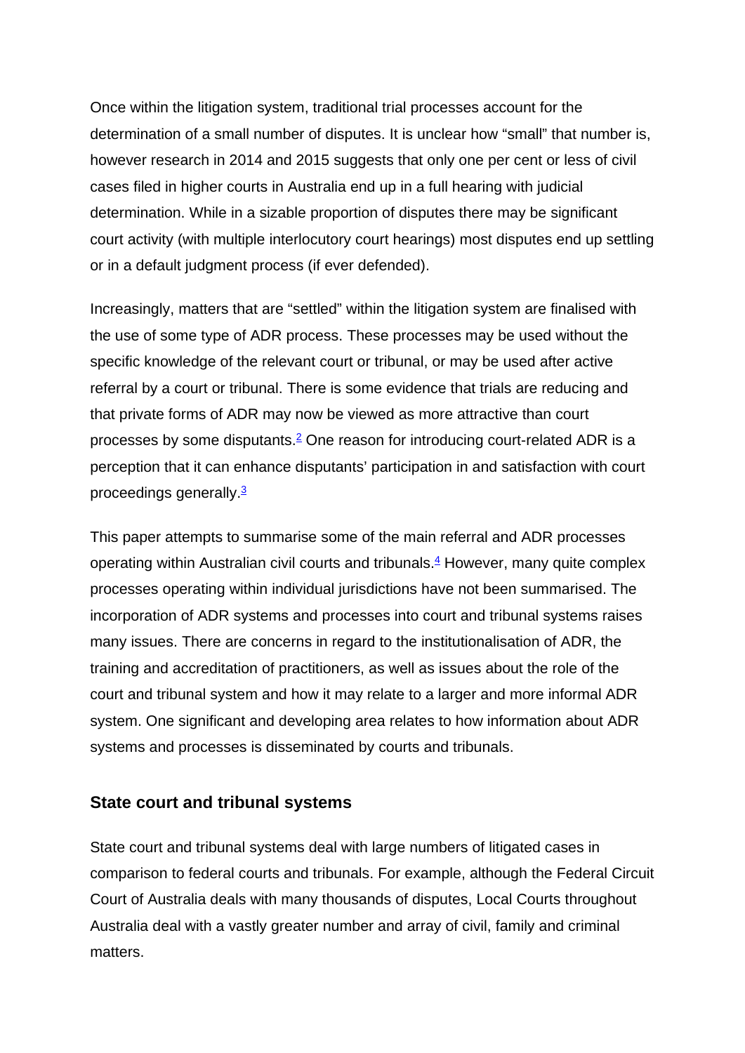Once within the litigation system, traditional trial processes account for the determination of a small number of disputes. It is unclear how "small" that number is, however research in 2014 and 2015 suggests that only one per cent or less of civil cases filed in higher courts in Australia end up in a full hearing with judicial determination. While in a sizable proportion of disputes there may be significant court activity (with multiple interlocutory court hearings) most disputes end up settling or in a default judgment process (if ever defended).

Increasingly, matters that are "settled" within the litigation system are finalised with the use of some type of ADR process. These processes may be used without the specific knowledge of the relevant court or tribunal, or may be used after active referral by a court or tribunal. There is some evidence that trials are reducing and that private forms of ADR may now be viewed as more attractive than court processes by some disputants.[2] One reason for introducing court-related ADR is a perception that it can enhance disputants' participation in and satisfaction with court proceedings generally.[3]

This paper attempts to summarise some of the main referral and ADR processes operating within Australian civil courts and tribunals.[4] However, many quite complex processes operating within individual jurisdictions have not been summarised. The incorporation of ADR systems and processes into court and tribunal systems raises many issues. There are concerns in regard to the institutionalisation of ADR, the training and accreditation of practitioners, as well as issues about the role of the court and tribunal system and how it may relate to a larger and more informal ADR system. One significant and developing area relates to how information about ADR systems and processes is disseminated by courts and tribunals.

## State court and tribunal systems

State court and tribunal systems deal with large numbers of litigated cases in comparison to federal courts and tribunals. For example, although the Federal Circuit Court of Australia deals with many thousands of disputes, Local Courts throughout Australia deal with a vastly greater number and array of civil, family and criminal matters.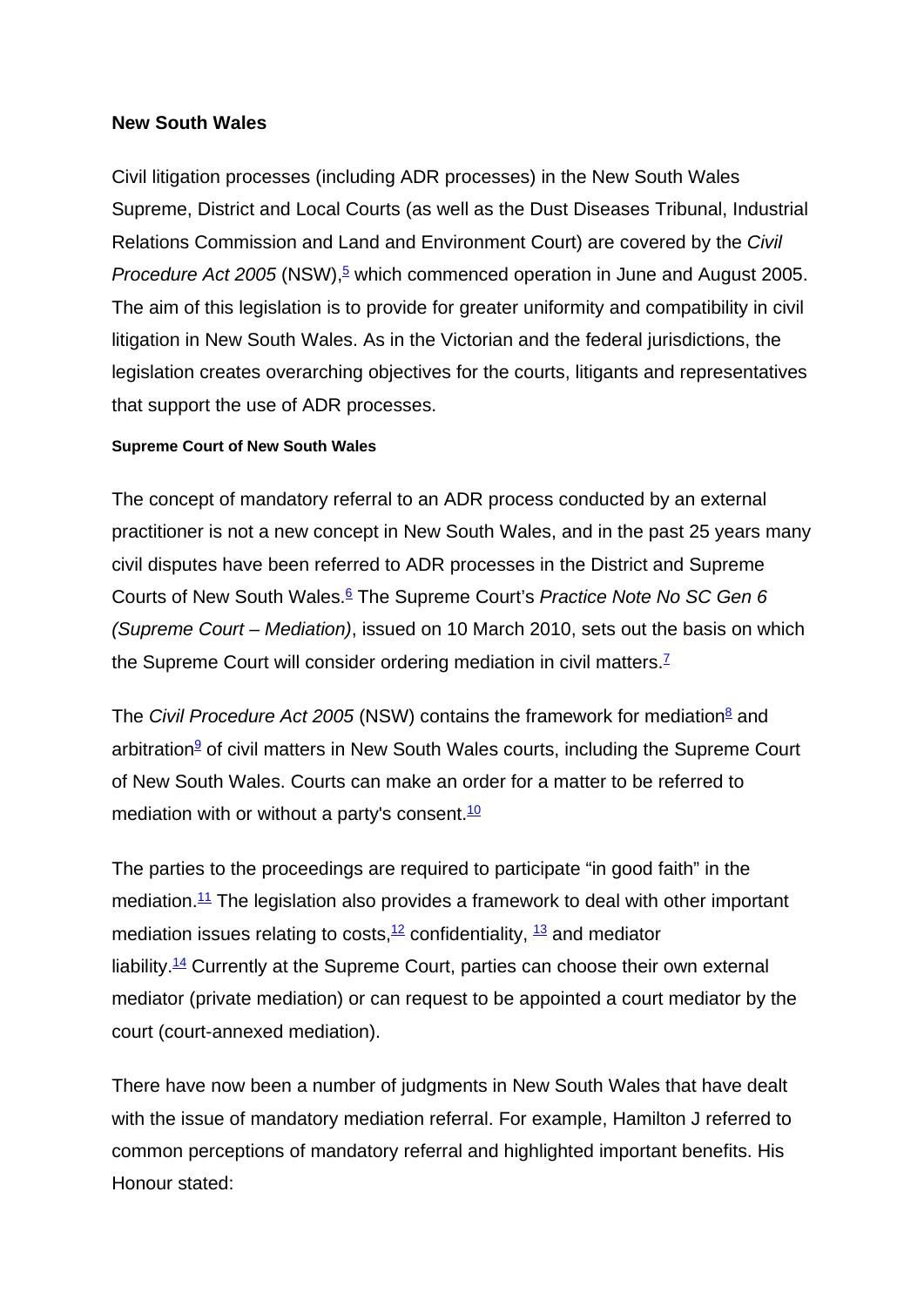## New South Wales

Civil litigation processes (including ADR processes) in the New South Wales Supreme, District and Local Courts (as well as the Dust Diseases Tribunal, Industrial Relations Commission and Land and Environment Court) are covered by the *Civil Procedure Act 2005* (NSW),[5] which commenced operation in June and August 2005. The aim of this legislation is to provide for greater uniformity and compatibility in civil litigation in New South Wales. As in the Victorian and the federal jurisdictions, the legislation creates overarching objectives for the courts, litigants and representatives that support the use of ADR processes.

#### Supreme Court of New South Wales

The concept of mandatory referral to an ADR process conducted by an external practitioner is not a new concept in New South Wales, and in the past 25 years many civil disputes have been referred to ADR processes in the District and Supreme Courts of New South Wales.[6] The Supreme Court's *Practice Note No SC Gen 6 (Supreme Court – Mediation)*, issued on 10 March 2010, sets out the basis on which the Supreme Court will consider ordering mediation in civil matters.[7]

The *Civil Procedure Act 2005* (NSW) contains the framework for mediation[8] and arbitration[9] of civil matters in New South Wales courts, including the Supreme Court of New South Wales. Courts can make an order for a matter to be referred to mediation with or without a party's consent.[10]

The parties to the proceedings are required to participate "in good faith" in the mediation.[11] The legislation also provides a framework to deal with other important mediation issues relating to costs,[12] confidentiality, [13] and mediator liability.[14] Currently at the Supreme Court, parties can choose their own external mediator (private mediation) or can request to be appointed a court mediator by the court (court-annexed mediation).

There have now been a number of judgments in New South Wales that have dealt with the issue of mandatory mediation referral. For example, Hamilton J referred to common perceptions of mandatory referral and highlighted important benefits. His Honour stated: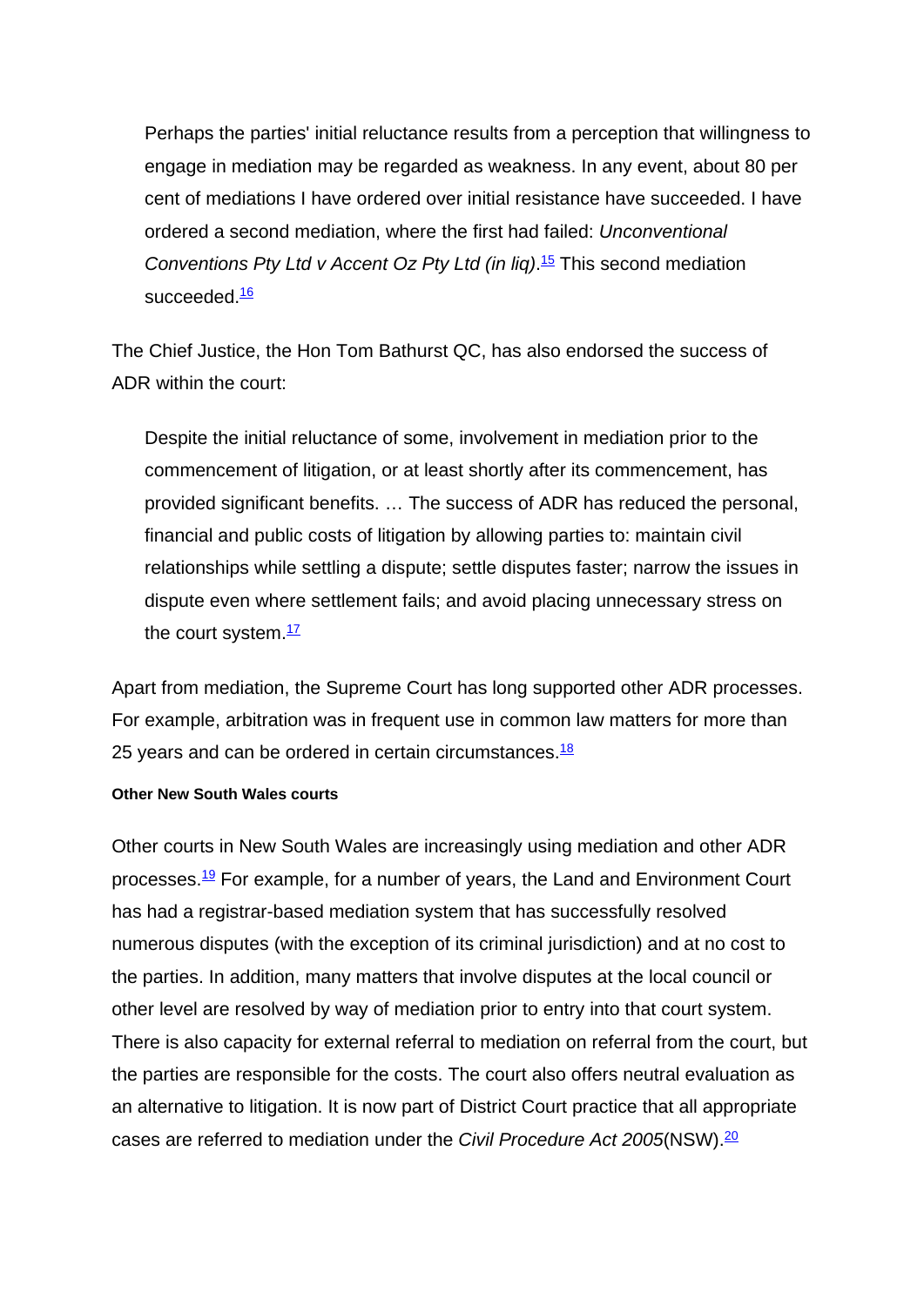> Perhaps the parties' initial reluctance results from a perception that willingness to engage in mediation may be regarded as weakness. In any event, about 80 per cent of mediations I have ordered over initial resistance have succeeded. I have ordered a second mediation, where the first had failed: *Unconventional Conventions Pty Ltd v Accent Oz Pty Ltd (in liq)*.[15] This second mediation succeeded.[16]

The Chief Justice, the Hon Tom Bathurst QC, has also endorsed the success of ADR within the court:

> Despite the initial reluctance of some, involvement in mediation prior to the commencement of litigation, or at least shortly after its commencement, has provided significant benefits. … The success of ADR has reduced the personal, financial and public costs of litigation by allowing parties to: maintain civil relationships while settling a dispute; settle disputes faster; narrow the issues in dispute even where settlement fails; and avoid placing unnecessary stress on the court system.[17]

Apart from mediation, the Supreme Court has long supported other ADR processes. For example, arbitration was in frequent use in common law matters for more than 25 years and can be ordered in certain circumstances.[18]

#### Other New South Wales courts

Other courts in New South Wales are increasingly using mediation and other ADR processes.[19] For example, for a number of years, the Land and Environment Court has had a registrar-based mediation system that has successfully resolved numerous disputes (with the exception of its criminal jurisdiction) and at no cost to the parties. In addition, many matters that involve disputes at the local council or other level are resolved by way of mediation prior to entry into that court system. There is also capacity for external referral to mediation on referral from the court, but the parties are responsible for the costs. The court also offers neutral evaluation as an alternative to litigation. It is now part of District Court practice that all appropriate cases are referred to mediation under the *Civil Procedure Act 2005*(NSW).[20]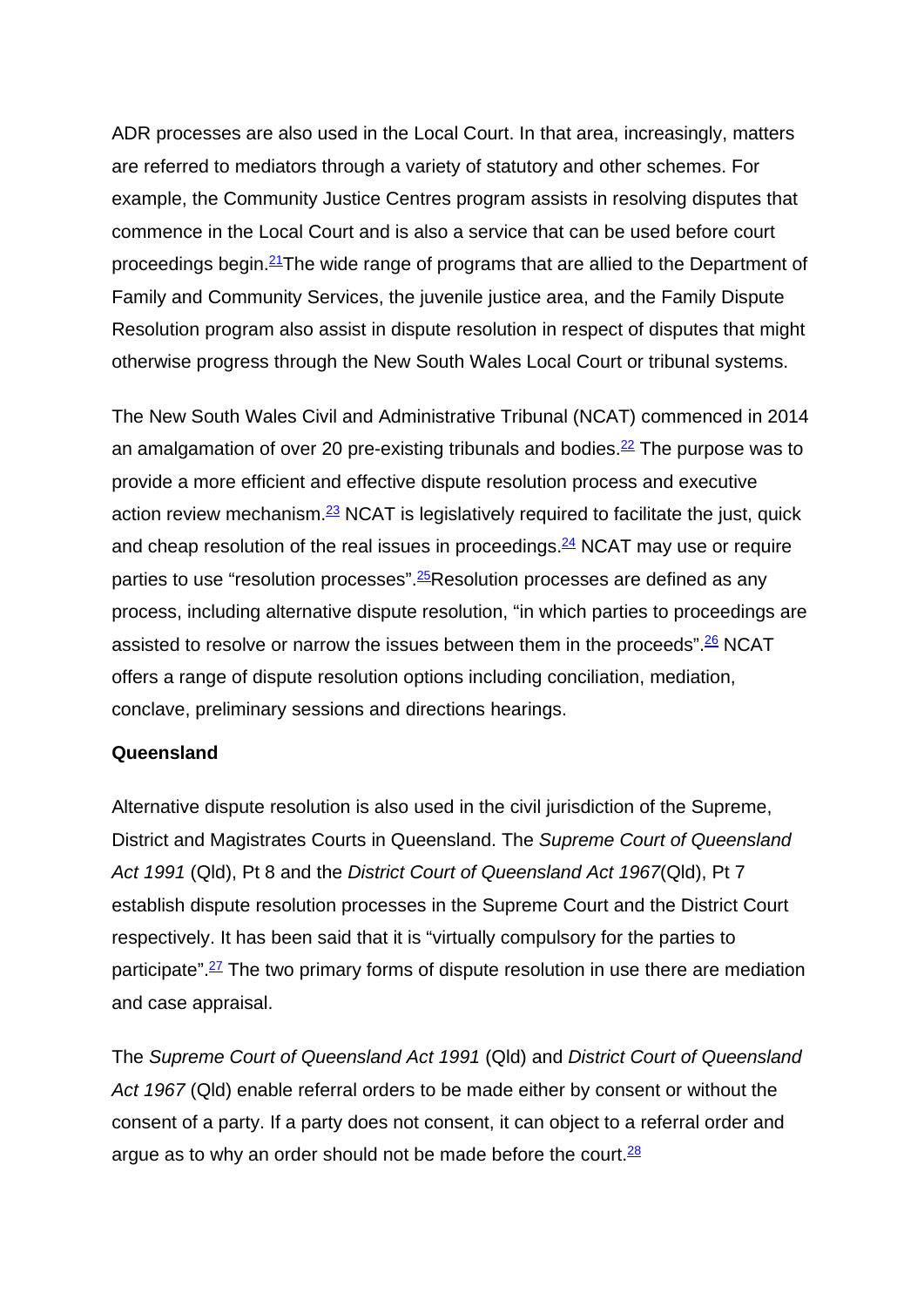ADR processes are also used in the Local Court. In that area, increasingly, matters are referred to mediators through a variety of statutory and other schemes. For example, the Community Justice Centres program assists in resolving disputes that commence in the Local Court and is also a service that can be used before court proceedings begin.[21]The wide range of programs that are allied to the Department of Family and Community Services, the juvenile justice area, and the Family Dispute Resolution program also assist in dispute resolution in respect of disputes that might otherwise progress through the New South Wales Local Court or tribunal systems.

The New South Wales Civil and Administrative Tribunal (NCAT) commenced in 2014 an amalgamation of over 20 pre-existing tribunals and bodies.[22] The purpose was to provide a more efficient and effective dispute resolution process and executive action review mechanism.[23] NCAT is legislatively required to facilitate the just, quick and cheap resolution of the real issues in proceedings.[24] NCAT may use or require parties to use "resolution processes".[25]Resolution processes are defined as any process, including alternative dispute resolution, "in which parties to proceedings are assisted to resolve or narrow the issues between them in the proceeds".[26] NCAT offers a range of dispute resolution options including conciliation, mediation, conclave, preliminary sessions and directions hearings.

**Queensland**

Alternative dispute resolution is also used in the civil jurisdiction of the Supreme, District and Magistrates Courts in Queensland. The *Supreme Court of Queensland Act 1991* (Qld), Pt 8 and the *District Court of Queensland Act 1967*(Qld), Pt 7 establish dispute resolution processes in the Supreme Court and the District Court respectively. It has been said that it is "virtually compulsory for the parties to participate".[27] The two primary forms of dispute resolution in use there are mediation and case appraisal.

The *Supreme Court of Queensland Act 1991* (Qld) and *District Court of Queensland Act 1967* (Qld) enable referral orders to be made either by consent or without the consent of a party. If a party does not consent, it can object to a referral order and argue as to why an order should not be made before the court.[28]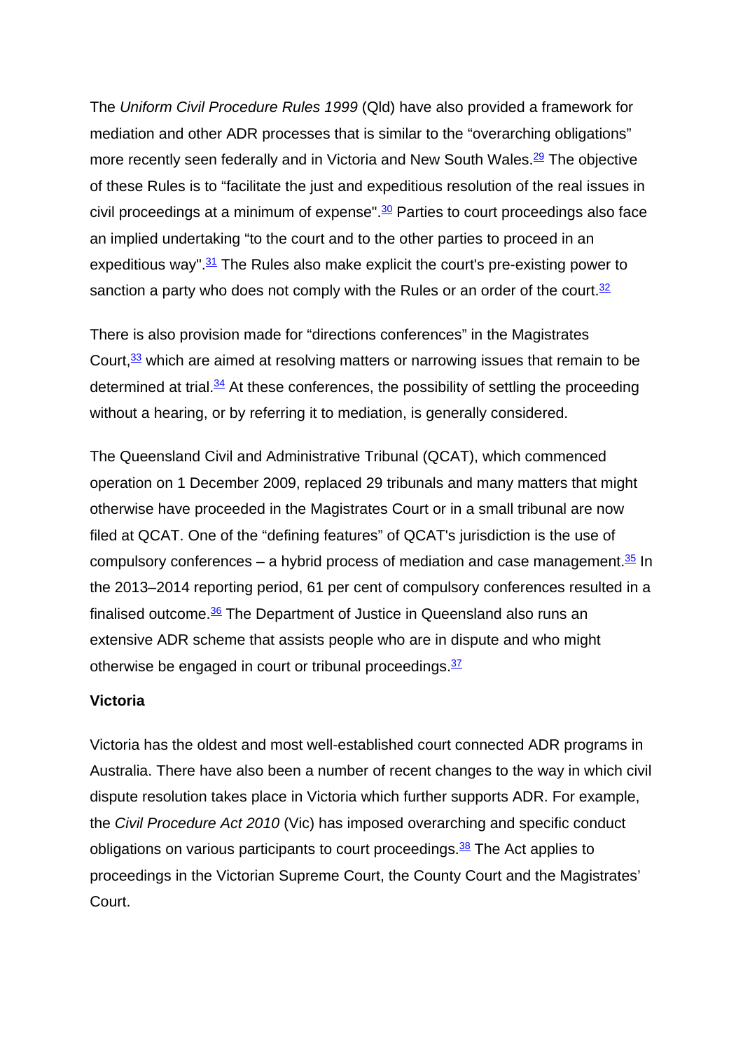The *Uniform Civil Procedure Rules 1999* (Qld) have also provided a framework for mediation and other ADR processes that is similar to the "overarching obligations" more recently seen federally and in Victoria and New South Wales.[29] The objective of these Rules is to "facilitate the just and expeditious resolution of the real issues in civil proceedings at a minimum of expense".[30] Parties to court proceedings also face an implied undertaking "to the court and to the other parties to proceed in an expeditious way".[31] The Rules also make explicit the court's pre-existing power to sanction a party who does not comply with the Rules or an order of the court.[32]

There is also provision made for "directions conferences" in the Magistrates Court,[33] which are aimed at resolving matters or narrowing issues that remain to be determined at trial.[34] At these conferences, the possibility of settling the proceeding without a hearing, or by referring it to mediation, is generally considered.

The Queensland Civil and Administrative Tribunal (QCAT), which commenced operation on 1 December 2009, replaced 29 tribunals and many matters that might otherwise have proceeded in the Magistrates Court or in a small tribunal are now filed at QCAT. One of the "defining features" of QCAT's jurisdiction is the use of compulsory conferences – a hybrid process of mediation and case management.[35] In the 2013–2014 reporting period, 61 per cent of compulsory conferences resulted in a finalised outcome.[36] The Department of Justice in Queensland also runs an extensive ADR scheme that assists people who are in dispute and who might otherwise be engaged in court or tribunal proceedings.[37]

**Victoria**

Victoria has the oldest and most well-established court connected ADR programs in Australia. There have also been a number of recent changes to the way in which civil dispute resolution takes place in Victoria which further supports ADR. For example, the *Civil Procedure Act 2010* (Vic) has imposed overarching and specific conduct obligations on various participants to court proceedings.[38] The Act applies to proceedings in the Victorian Supreme Court, the County Court and the Magistrates' Court.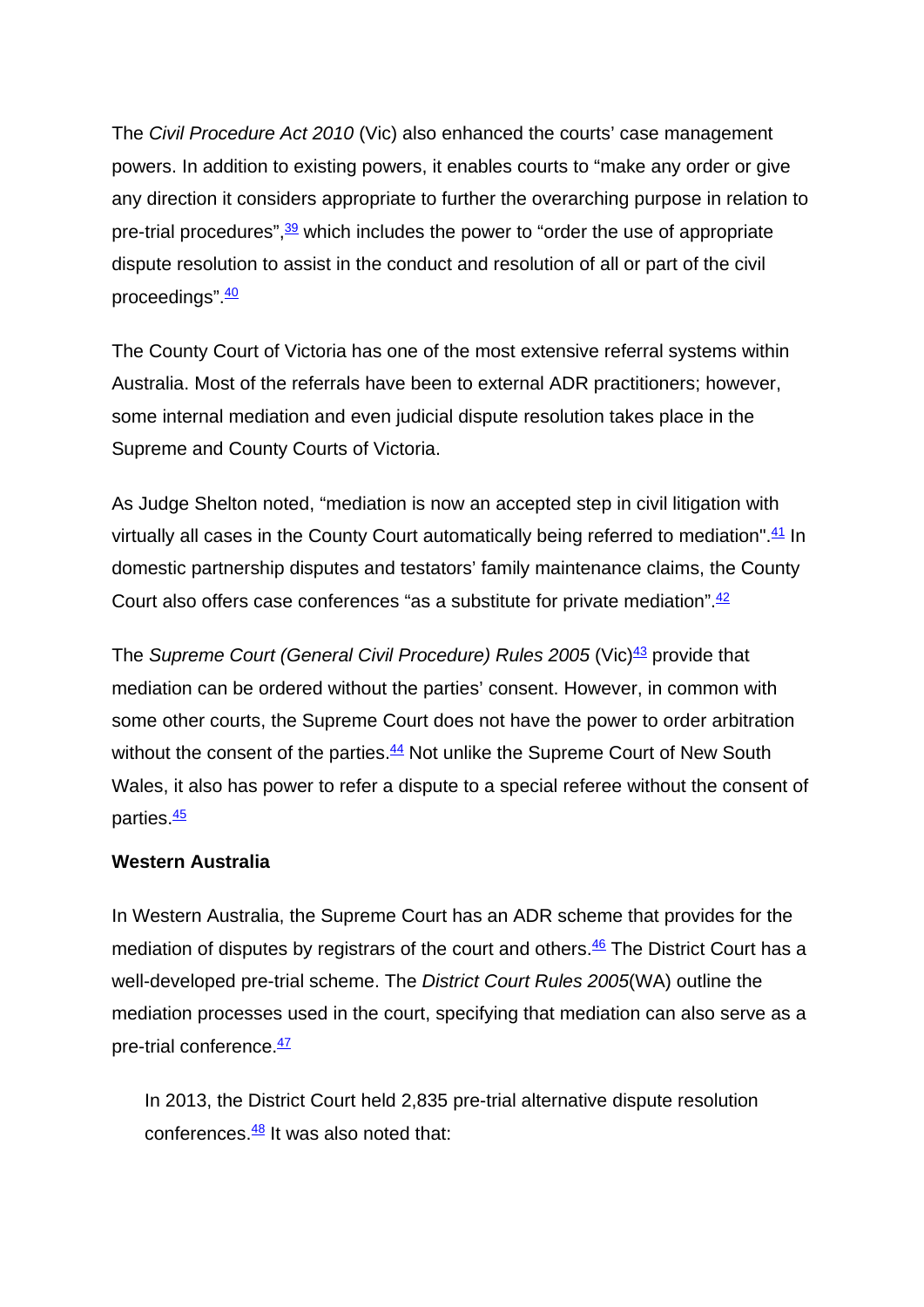The *Civil Procedure Act 2010* (Vic) also enhanced the courts' case management powers. In addition to existing powers, it enables courts to "make any order or give any direction it considers appropriate to further the overarching purpose in relation to pre-trial procedures",[39] which includes the power to "order the use of appropriate dispute resolution to assist in the conduct and resolution of all or part of the civil proceedings".[40]

The County Court of Victoria has one of the most extensive referral systems within Australia. Most of the referrals have been to external ADR practitioners; however, some internal mediation and even judicial dispute resolution takes place in the Supreme and County Courts of Victoria.

As Judge Shelton noted, "mediation is now an accepted step in civil litigation with virtually all cases in the County Court automatically being referred to mediation".[41] In domestic partnership disputes and testators' family maintenance claims, the County Court also offers case conferences "as a substitute for private mediation".[42]

The *Supreme Court (General Civil Procedure) Rules 2005* (Vic)[43] provide that mediation can be ordered without the parties' consent. However, in common with some other courts, the Supreme Court does not have the power to order arbitration without the consent of the parties.[44] Not unlike the Supreme Court of New South Wales, it also has power to refer a dispute to a special referee without the consent of parties.[45]

**Western Australia**

In Western Australia, the Supreme Court has an ADR scheme that provides for the mediation of disputes by registrars of the court and others.[46] The District Court has a well-developed pre-trial scheme. The *District Court Rules 2005*(WA) outline the mediation processes used in the court, specifying that mediation can also serve as a pre-trial conference.[47]

> In 2013, the District Court held 2,835 pre-trial alternative dispute resolution conferences.[48] It was also noted that: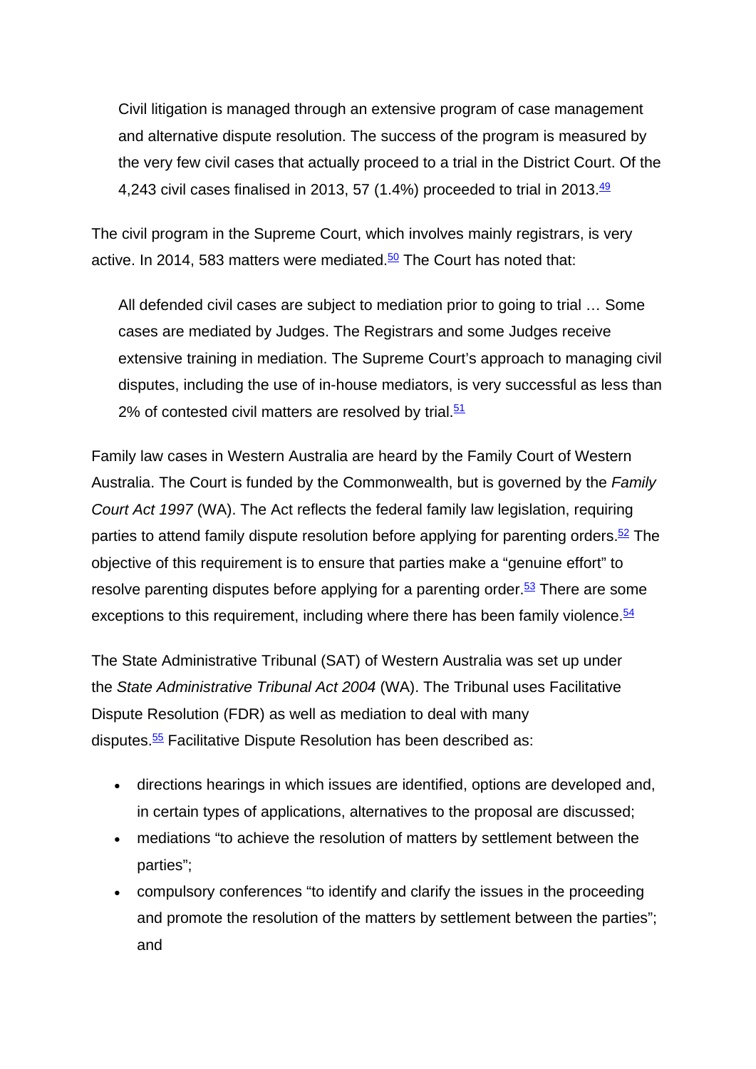> Civil litigation is managed through an extensive program of case management and alternative dispute resolution. The success of the program is measured by the very few civil cases that actually proceed to a trial in the District Court. Of the 4,243 civil cases finalised in 2013, 57 (1.4%) proceeded to trial in 2013.[49]

The civil program in the Supreme Court, which involves mainly registrars, is very active. In 2014, 583 matters were mediated.[50] The Court has noted that:

> All defended civil cases are subject to mediation prior to going to trial … Some cases are mediated by Judges. The Registrars and some Judges receive extensive training in mediation. The Supreme Court's approach to managing civil disputes, including the use of in-house mediators, is very successful as less than 2% of contested civil matters are resolved by trial.[51]

Family law cases in Western Australia are heard by the Family Court of Western Australia. The Court is funded by the Commonwealth, but is governed by the *Family Court Act 1997* (WA). The Act reflects the federal family law legislation, requiring parties to attend family dispute resolution before applying for parenting orders.[52] The objective of this requirement is to ensure that parties make a "genuine effort" to resolve parenting disputes before applying for a parenting order.[53] There are some exceptions to this requirement, including where there has been family violence.[54]

The State Administrative Tribunal (SAT) of Western Australia was set up under the *State Administrative Tribunal Act 2004* (WA). The Tribunal uses Facilitative Dispute Resolution (FDR) as well as mediation to deal with many disputes.[55] Facilitative Dispute Resolution has been described as:

- directions hearings in which issues are identified, options are developed and, in certain types of applications, alternatives to the proposal are discussed;
- mediations "to achieve the resolution of matters by settlement between the parties";
- compulsory conferences "to identify and clarify the issues in the proceeding and promote the resolution of the matters by settlement between the parties"; and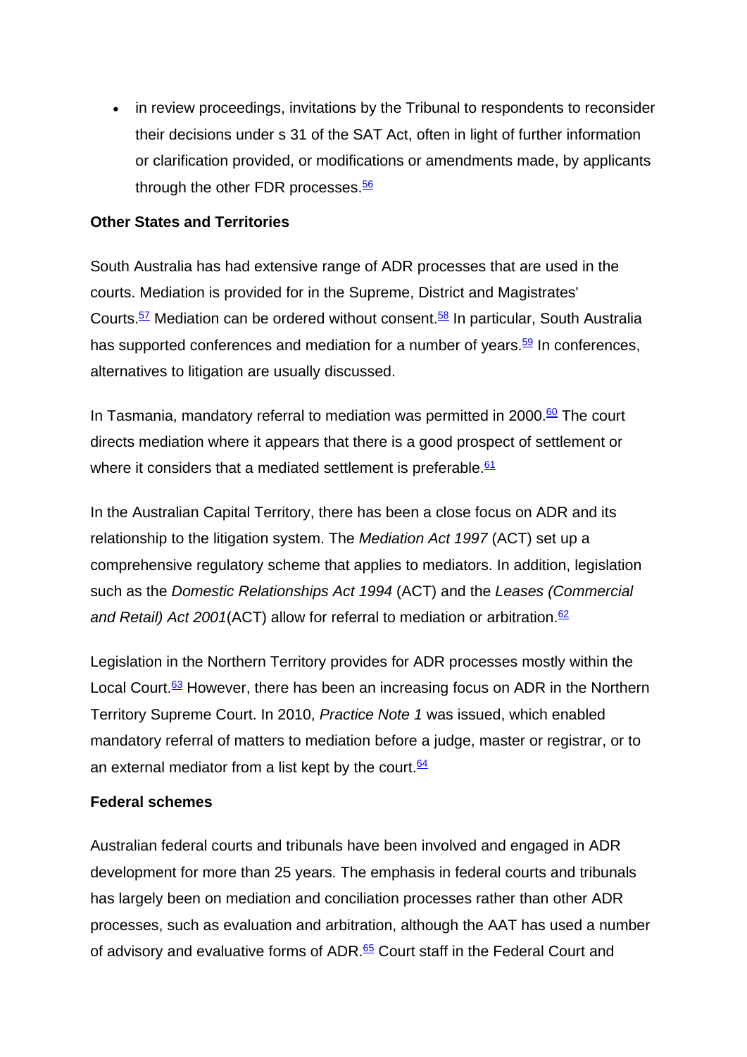- in review proceedings, invitations by the Tribunal to respondents to reconsider their decisions under s 31 of the SAT Act, often in light of further information or clarification provided, or modifications or amendments made, by applicants through the other FDR processes.[56]

**Other States and Territories**

South Australia has had extensive range of ADR processes that are used in the courts. Mediation is provided for in the Supreme, District and Magistrates' Courts.[57] Mediation can be ordered without consent.[58] In particular, South Australia has supported conferences and mediation for a number of years.[59] In conferences, alternatives to litigation are usually discussed.

In Tasmania, mandatory referral to mediation was permitted in 2000.[60] The court directs mediation where it appears that there is a good prospect of settlement or where it considers that a mediated settlement is preferable.[61]

In the Australian Capital Territory, there has been a close focus on ADR and its relationship to the litigation system. The *Mediation Act 1997* (ACT) set up a comprehensive regulatory scheme that applies to mediators. In addition, legislation such as the *Domestic Relationships Act 1994* (ACT) and the *Leases (Commercial and Retail) Act 2001*(ACT) allow for referral to mediation or arbitration.[62]

Legislation in the Northern Territory provides for ADR processes mostly within the Local Court.[63] However, there has been an increasing focus on ADR in the Northern Territory Supreme Court. In 2010, *Practice Note 1* was issued, which enabled mandatory referral of matters to mediation before a judge, master or registrar, or to an external mediator from a list kept by the court.[64]

**Federal schemes**

Australian federal courts and tribunals have been involved and engaged in ADR development for more than 25 years. The emphasis in federal courts and tribunals has largely been on mediation and conciliation processes rather than other ADR processes, such as evaluation and arbitration, although the AAT has used a number of advisory and evaluative forms of ADR.[65] Court staff in the Federal Court and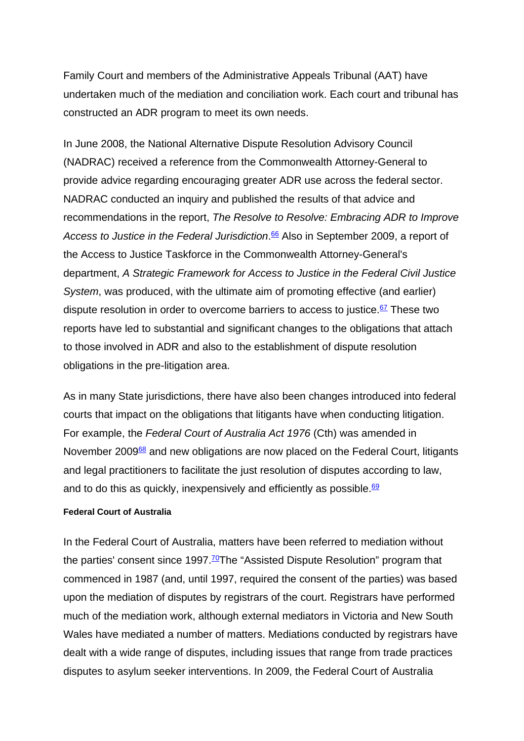Family Court and members of the Administrative Appeals Tribunal (AAT) have undertaken much of the mediation and conciliation work. Each court and tribunal has constructed an ADR program to meet its own needs.

In June 2008, the National Alternative Dispute Resolution Advisory Council (NADRAC) received a reference from the Commonwealth Attorney-General to provide advice regarding encouraging greater ADR use across the federal sector. NADRAC conducted an inquiry and published the results of that advice and recommendations in the report, *The Resolve to Resolve: Embracing ADR to Improve Access to Justice in the Federal Jurisdiction*.[66] Also in September 2009, a report of the Access to Justice Taskforce in the Commonwealth Attorney-General's department, *A Strategic Framework for Access to Justice in the Federal Civil Justice System*, was produced, with the ultimate aim of promoting effective (and earlier) dispute resolution in order to overcome barriers to access to justice.[67] These two reports have led to substantial and significant changes to the obligations that attach to those involved in ADR and also to the establishment of dispute resolution obligations in the pre-litigation area.

As in many State jurisdictions, there have also been changes introduced into federal courts that impact on the obligations that litigants have when conducting litigation. For example, the *Federal Court of Australia Act 1976* (Cth) was amended in November 2009[68] and new obligations are now placed on the Federal Court, litigants and legal practitioners to facilitate the just resolution of disputes according to law, and to do this as quickly, inexpensively and efficiently as possible.[69]

#### Federal Court of Australia

In the Federal Court of Australia, matters have been referred to mediation without the parties' consent since 1997.[70]The "Assisted Dispute Resolution" program that commenced in 1987 (and, until 1997, required the consent of the parties) was based upon the mediation of disputes by registrars of the court. Registrars have performed much of the mediation work, although external mediators in Victoria and New South Wales have mediated a number of matters. Mediations conducted by registrars have dealt with a wide range of disputes, including issues that range from trade practices disputes to asylum seeker interventions. In 2009, the Federal Court of Australia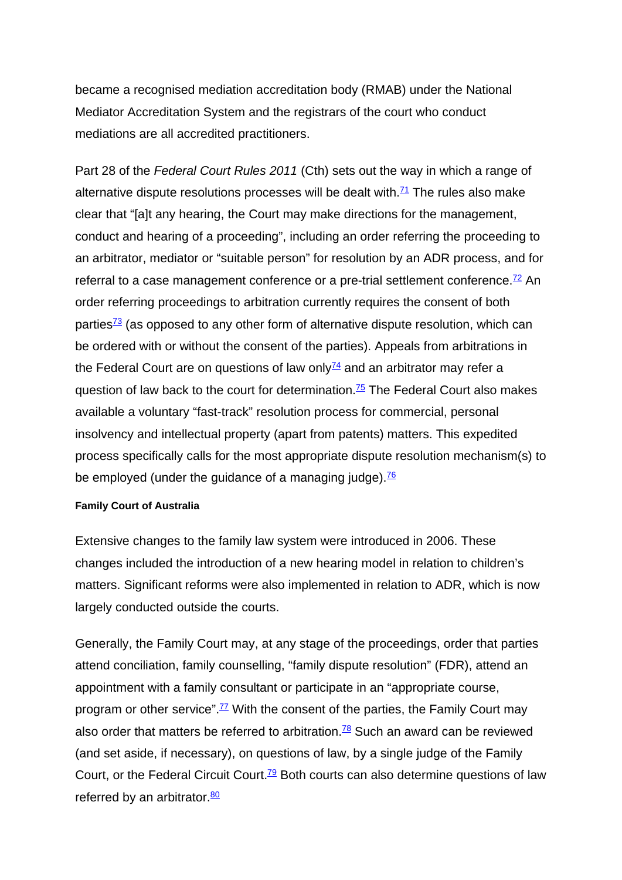became a recognised mediation accreditation body (RMAB) under the National Mediator Accreditation System and the registrars of the court who conduct mediations are all accredited practitioners.

Part 28 of the *Federal Court Rules 2011* (Cth) sets out the way in which a range of alternative dispute resolutions processes will be dealt with.[71] The rules also make clear that "[a]t any hearing, the Court may make directions for the management, conduct and hearing of a proceeding", including an order referring the proceeding to an arbitrator, mediator or "suitable person" for resolution by an ADR process, and for referral to a case management conference or a pre-trial settlement conference.[72] An order referring proceedings to arbitration currently requires the consent of both parties[73] (as opposed to any other form of alternative dispute resolution, which can be ordered with or without the consent of the parties). Appeals from arbitrations in the Federal Court are on questions of law only[74] and an arbitrator may refer a question of law back to the court for determination.[75] The Federal Court also makes available a voluntary "fast-track" resolution process for commercial, personal insolvency and intellectual property (apart from patents) matters. This expedited process specifically calls for the most appropriate dispute resolution mechanism(s) to be employed (under the guidance of a managing judge).[76]

#### Family Court of Australia

Extensive changes to the family law system were introduced in 2006. These changes included the introduction of a new hearing model in relation to children's matters. Significant reforms were also implemented in relation to ADR, which is now largely conducted outside the courts.

Generally, the Family Court may, at any stage of the proceedings, order that parties attend conciliation, family counselling, "family dispute resolution" (FDR), attend an appointment with a family consultant or participate in an "appropriate course, program or other service".[77] With the consent of the parties, the Family Court may also order that matters be referred to arbitration.[78] Such an award can be reviewed (and set aside, if necessary), on questions of law, by a single judge of the Family Court, or the Federal Circuit Court.[79] Both courts can also determine questions of law referred by an arbitrator.[80]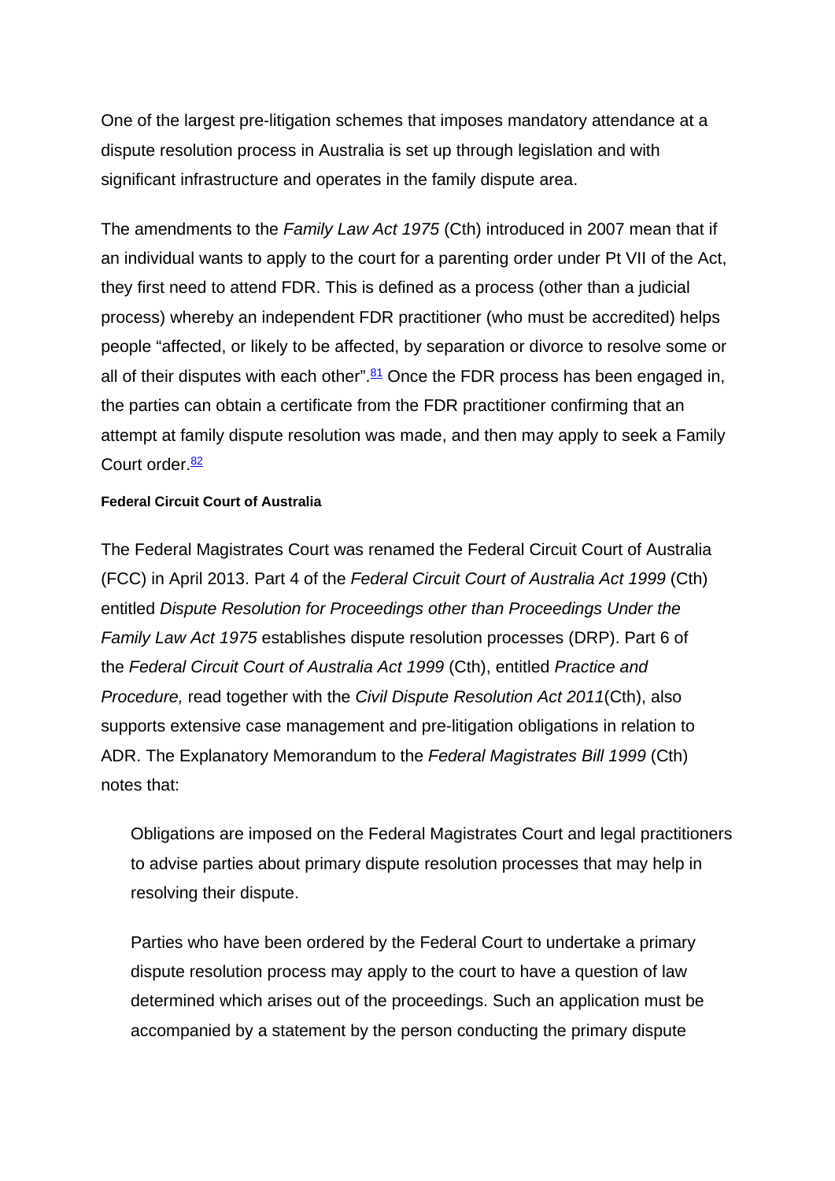One of the largest pre-litigation schemes that imposes mandatory attendance at a dispute resolution process in Australia is set up through legislation and with significant infrastructure and operates in the family dispute area.

The amendments to the *Family Law Act 1975* (Cth) introduced in 2007 mean that if an individual wants to apply to the court for a parenting order under Pt VII of the Act, they first need to attend FDR. This is defined as a process (other than a judicial process) whereby an independent FDR practitioner (who must be accredited) helps people "affected, or likely to be affected, by separation or divorce to resolve some or all of their disputes with each other".[81] Once the FDR process has been engaged in, the parties can obtain a certificate from the FDR practitioner confirming that an attempt at family dispute resolution was made, and then may apply to seek a Family Court order.[82]

#### Federal Circuit Court of Australia

The Federal Magistrates Court was renamed the Federal Circuit Court of Australia (FCC) in April 2013. Part 4 of the *Federal Circuit Court of Australia Act 1999* (Cth) entitled *Dispute Resolution for Proceedings other than Proceedings Under the Family Law Act 1975* establishes dispute resolution processes (DRP). Part 6 of the *Federal Circuit Court of Australia Act 1999* (Cth), entitled *Practice and Procedure,* read together with the *Civil Dispute Resolution Act 2011*(Cth), also supports extensive case management and pre-litigation obligations in relation to ADR. The Explanatory Memorandum to the *Federal Magistrates Bill 1999* (Cth) notes that:

> Obligations are imposed on the Federal Magistrates Court and legal practitioners to advise parties about primary dispute resolution processes that may help in resolving their dispute.
>
> Parties who have been ordered by the Federal Court to undertake a primary dispute resolution process may apply to the court to have a question of law determined which arises out of the proceedings. Such an application must be accompanied by a statement by the person conducting the primary dispute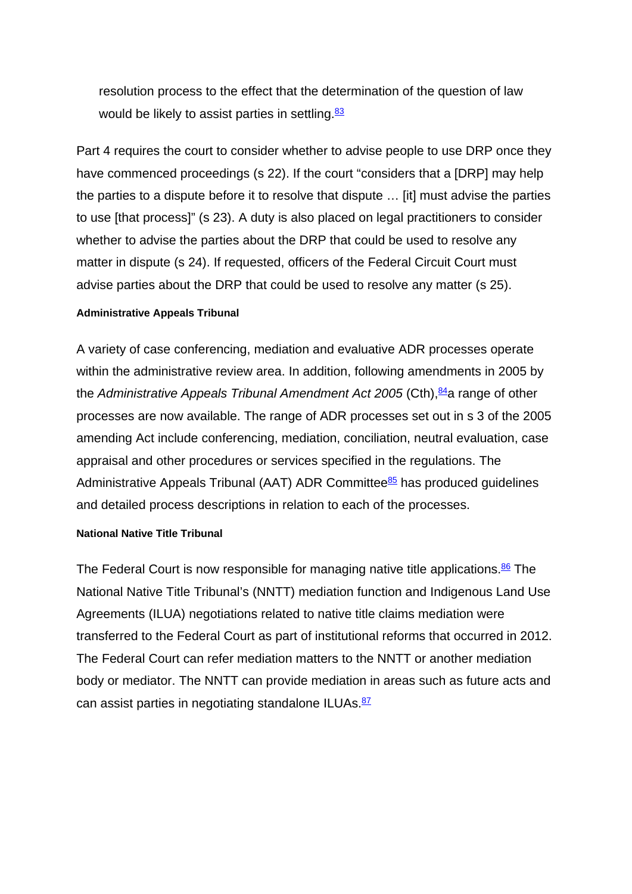resolution process to the effect that the determination of the question of law would be likely to assist parties in settling.[83]

Part 4 requires the court to consider whether to advise people to use DRP once they have commenced proceedings (s 22). If the court "considers that a [DRP] may help the parties to a dispute before it to resolve that dispute … [it] must advise the parties to use [that process]" (s 23). A duty is also placed on legal practitioners to consider whether to advise the parties about the DRP that could be used to resolve any matter in dispute (s 24). If requested, officers of the Federal Circuit Court must advise parties about the DRP that could be used to resolve any matter (s 25).

#### Administrative Appeals Tribunal

A variety of case conferencing, mediation and evaluative ADR processes operate within the administrative review area. In addition, following amendments in 2005 by the *Administrative Appeals Tribunal Amendment Act 2005* (Cth),[84]a range of other processes are now available. The range of ADR processes set out in s 3 of the 2005 amending Act include conferencing, mediation, conciliation, neutral evaluation, case appraisal and other procedures or services specified in the regulations. The Administrative Appeals Tribunal (AAT) ADR Committee[85] has produced guidelines and detailed process descriptions in relation to each of the processes.

#### National Native Title Tribunal

The Federal Court is now responsible for managing native title applications.[86] The National Native Title Tribunal's (NNTT) mediation function and Indigenous Land Use Agreements (ILUA) negotiations related to native title claims mediation were transferred to the Federal Court as part of institutional reforms that occurred in 2012. The Federal Court can refer mediation matters to the NNTT or another mediation body or mediator. The NNTT can provide mediation in areas such as future acts and can assist parties in negotiating standalone ILUAs.[87]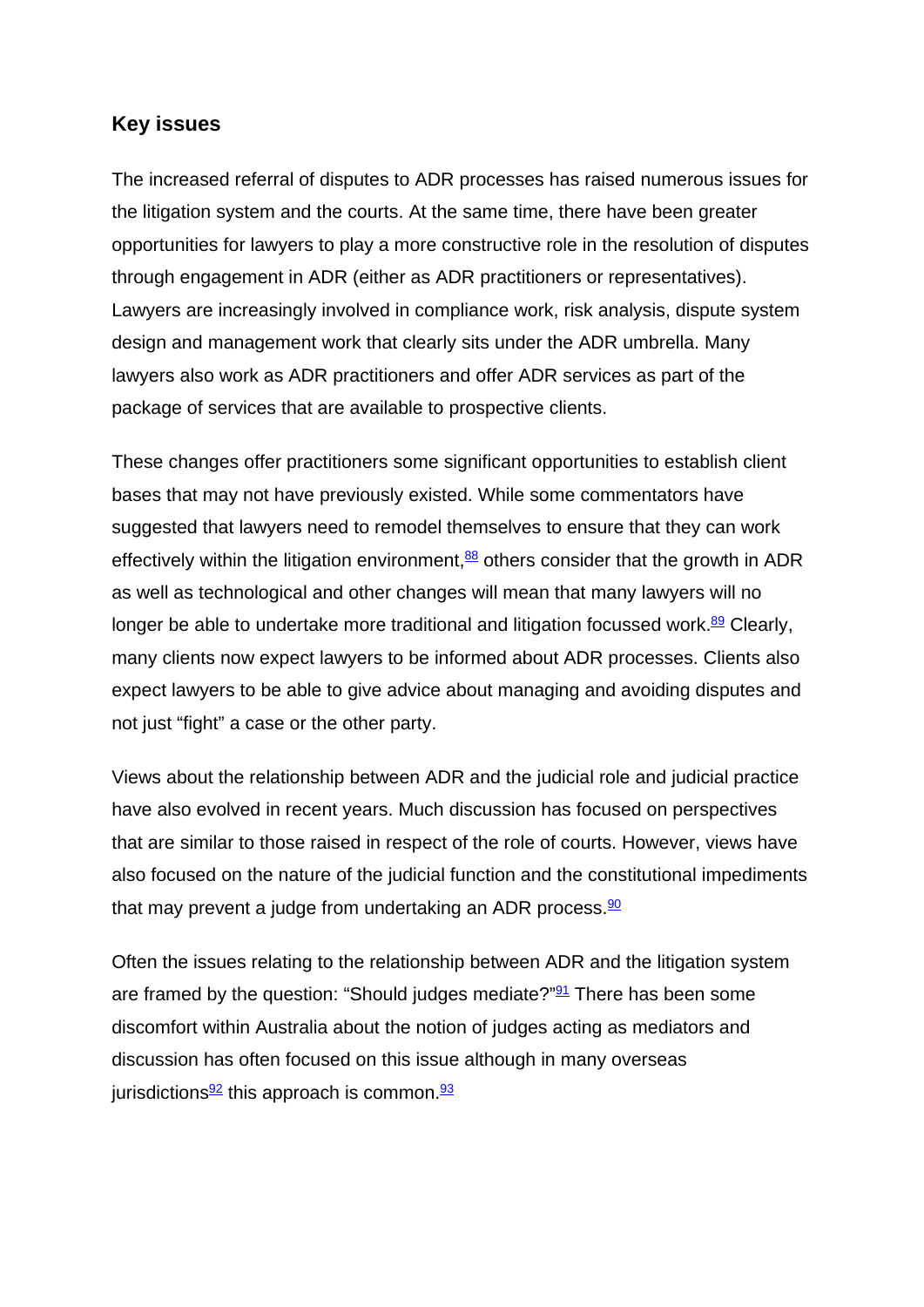## Key issues

The increased referral of disputes to ADR processes has raised numerous issues for the litigation system and the courts. At the same time, there have been greater opportunities for lawyers to play a more constructive role in the resolution of disputes through engagement in ADR (either as ADR practitioners or representatives). Lawyers are increasingly involved in compliance work, risk analysis, dispute system design and management work that clearly sits under the ADR umbrella. Many lawyers also work as ADR practitioners and offer ADR services as part of the package of services that are available to prospective clients.

These changes offer practitioners some significant opportunities to establish client bases that may not have previously existed. While some commentators have suggested that lawyers need to remodel themselves to ensure that they can work effectively within the litigation environment,[88] others consider that the growth in ADR as well as technological and other changes will mean that many lawyers will no longer be able to undertake more traditional and litigation focussed work.[89] Clearly, many clients now expect lawyers to be informed about ADR processes. Clients also expect lawyers to be able to give advice about managing and avoiding disputes and not just "fight" a case or the other party.

Views about the relationship between ADR and the judicial role and judicial practice have also evolved in recent years. Much discussion has focused on perspectives that are similar to those raised in respect of the role of courts. However, views have also focused on the nature of the judicial function and the constitutional impediments that may prevent a judge from undertaking an ADR process.[90]

Often the issues relating to the relationship between ADR and the litigation system are framed by the question: "Should judges mediate?"[91] There has been some discomfort within Australia about the notion of judges acting as mediators and discussion has often focused on this issue although in many overseas jurisdictions[92] this approach is common.[93]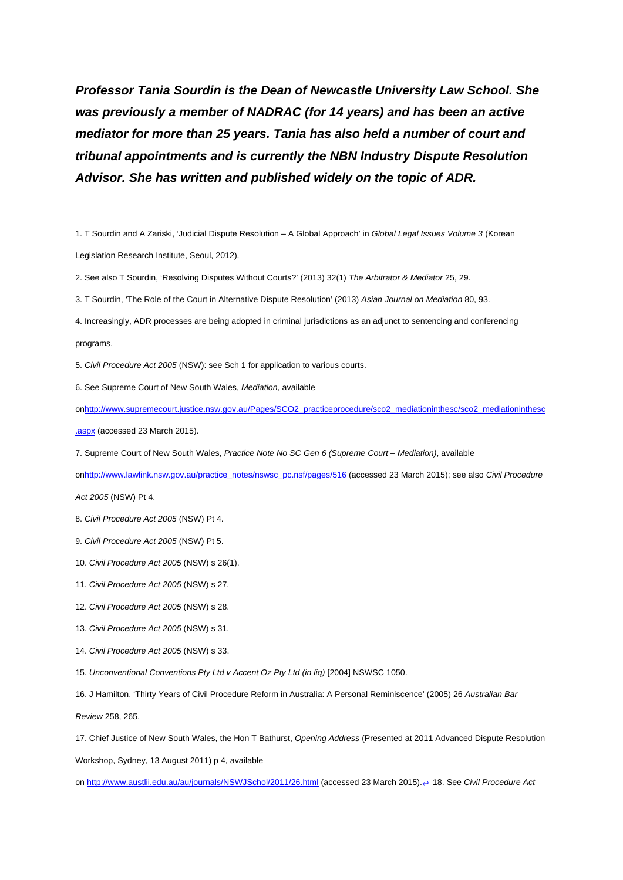***Professor Tania Sourdin is the Dean of Newcastle University Law School. She was previously a member of NADRAC (for 14 years) and has been an active mediator for more than 25 years. Tania has also held a number of court and tribunal appointments and is currently the NBN Industry Dispute Resolution Advisor. She has written and published widely on the topic of ADR.***

1. T Sourdin and A Zariski, 'Judicial Dispute Resolution – A Global Approach' in *Global Legal Issues Volume 3* (Korean Legislation Research Institute, Seoul, 2012).

2. See also T Sourdin, 'Resolving Disputes Without Courts?' (2013) 32(1) *The Arbitrator & Mediator* 25, 29.

3. T Sourdin, 'The Role of the Court in Alternative Dispute Resolution' (2013) *Asian Journal on Mediation* 80, 93.

4. Increasingly, ADR processes are being adopted in criminal jurisdictions as an adjunct to sentencing and conferencing programs.

5. *Civil Procedure Act 2005* (NSW): see Sch 1 for application to various courts.

6. See Supreme Court of New South Wales, *Mediation*, available onhttp://www.supremecourt.justice.nsw.gov.au/Pages/SCO2_practiceprocedure/sco2_mediationinthesc/sco2_mediationinthesc.aspx (accessed 23 March 2015).

7. Supreme Court of New South Wales, *Practice Note No SC Gen 6 (Supreme Court – Mediation)*, available onhttp://www.lawlink.nsw.gov.au/practice_notes/nswsc_pc.nsf/pages/516 (accessed 23 March 2015); see also *Civil Procedure Act 2005* (NSW) Pt 4.

8. *Civil Procedure Act 2005* (NSW) Pt 4.

9. *Civil Procedure Act 2005* (NSW) Pt 5.

10. *Civil Procedure Act 2005* (NSW) s 26(1).

11. *Civil Procedure Act 2005* (NSW) s 27.

12. *Civil Procedure Act 2005* (NSW) s 28.

13. *Civil Procedure Act 2005* (NSW) s 31.

14. *Civil Procedure Act 2005* (NSW) s 33.

15. *Unconventional Conventions Pty Ltd v Accent Oz Pty Ltd (in liq)* [2004] NSWSC 1050.

16. J Hamilton, 'Thirty Years of Civil Procedure Reform in Australia: A Personal Reminiscence' (2005) 26 *Australian Bar Review* 258, 265.

17. Chief Justice of New South Wales, the Hon T Bathurst, *Opening Address* (Presented at 2011 Advanced Dispute Resolution Workshop, Sydney, 13 August 2011) p 4, available on http://www.austlii.edu.au/au/journals/NSWJSchol/2011/26.html (accessed 23 March 2015).↩ 18. See *Civil Procedure Act*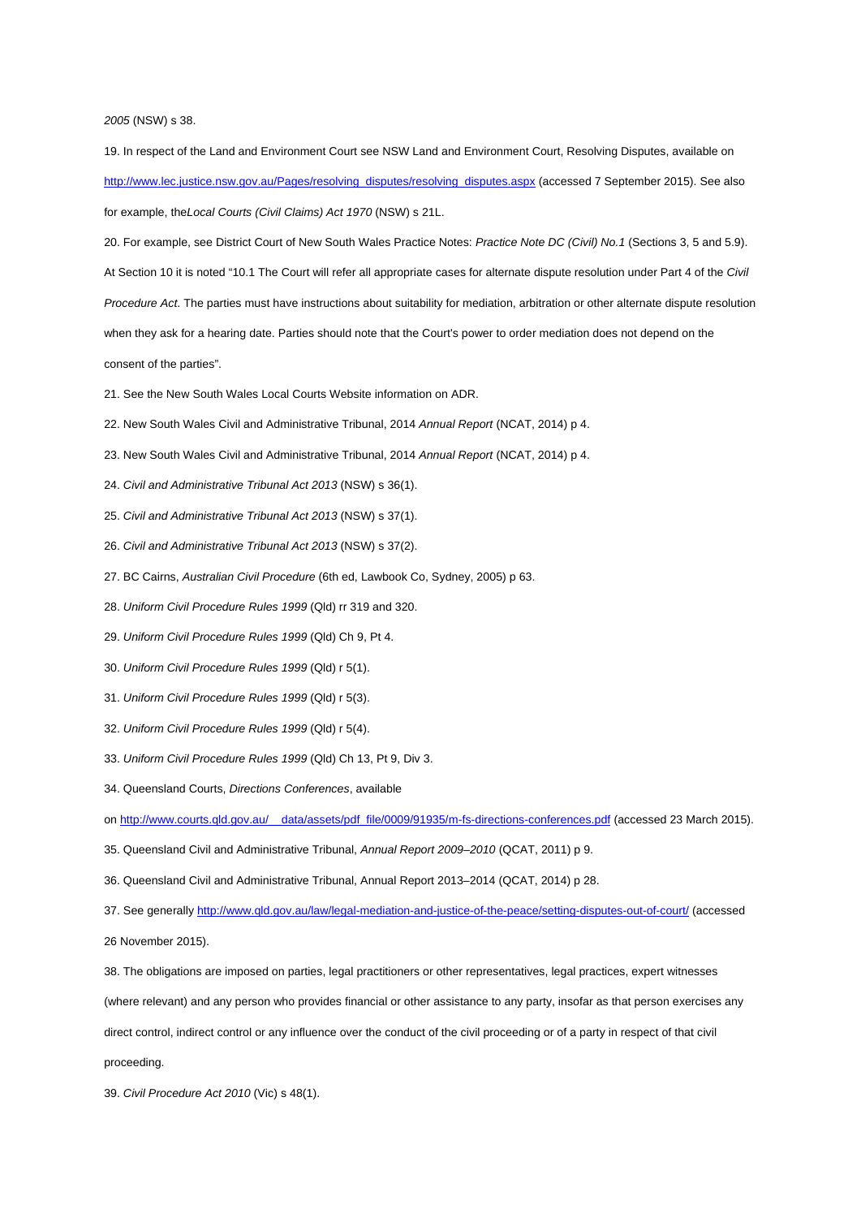*2005* (NSW) s 38.

19. In respect of the Land and Environment Court see NSW Land and Environment Court, Resolving Disputes, available on http://www.lec.justice.nsw.gov.au/Pages/resolving_disputes/resolving_disputes.aspx (accessed 7 September 2015). See also for example, the*Local Courts (Civil Claims) Act 1970* (NSW) s 21L.

20. For example, see District Court of New South Wales Practice Notes: *Practice Note DC (Civil) No.1* (Sections 3, 5 and 5.9). At Section 10 it is noted "10.1 The Court will refer all appropriate cases for alternate dispute resolution under Part 4 of the *Civil Procedure Act*. The parties must have instructions about suitability for mediation, arbitration or other alternate dispute resolution when they ask for a hearing date. Parties should note that the Court's power to order mediation does not depend on the consent of the parties".

21. See the New South Wales Local Courts Website information on ADR.

22. New South Wales Civil and Administrative Tribunal, 2014 *Annual Report* (NCAT, 2014) p 4.

23. New South Wales Civil and Administrative Tribunal, 2014 *Annual Report* (NCAT, 2014) p 4.

24. *Civil and Administrative Tribunal Act 2013* (NSW) s 36(1).

25. *Civil and Administrative Tribunal Act 2013* (NSW) s 37(1).

26. *Civil and Administrative Tribunal Act 2013* (NSW) s 37(2).

27. BC Cairns, *Australian Civil Procedure* (6th ed, Lawbook Co, Sydney, 2005) p 63.

28. *Uniform Civil Procedure Rules 1999* (Qld) rr 319 and 320.

29. *Uniform Civil Procedure Rules 1999* (Qld) Ch 9, Pt 4.

30. *Uniform Civil Procedure Rules 1999* (Qld) r 5(1).

31. *Uniform Civil Procedure Rules 1999* (Qld) r 5(3).

32. *Uniform Civil Procedure Rules 1999* (Qld) r 5(4).

33. *Uniform Civil Procedure Rules 1999* (Qld) Ch 13, Pt 9, Div 3.

34. Queensland Courts, *Directions Conferences*, available on http://www.courts.qld.gov.au/__data/assets/pdf_file/0009/91935/m-fs-directions-conferences.pdf (accessed 23 March 2015).

35. Queensland Civil and Administrative Tribunal, *Annual Report 2009–2010* (QCAT, 2011) p 9.

36. Queensland Civil and Administrative Tribunal, Annual Report 2013–2014 (QCAT, 2014) p 28.

37. See generally http://www.qld.gov.au/law/legal-mediation-and-justice-of-the-peace/setting-disputes-out-of-court/ (accessed 26 November 2015).

38. The obligations are imposed on parties, legal practitioners or other representatives, legal practices, expert witnesses (where relevant) and any person who provides financial or other assistance to any party, insofar as that person exercises any direct control, indirect control or any influence over the conduct of the civil proceeding or of a party in respect of that civil proceeding.

39. *Civil Procedure Act 2010* (Vic) s 48(1).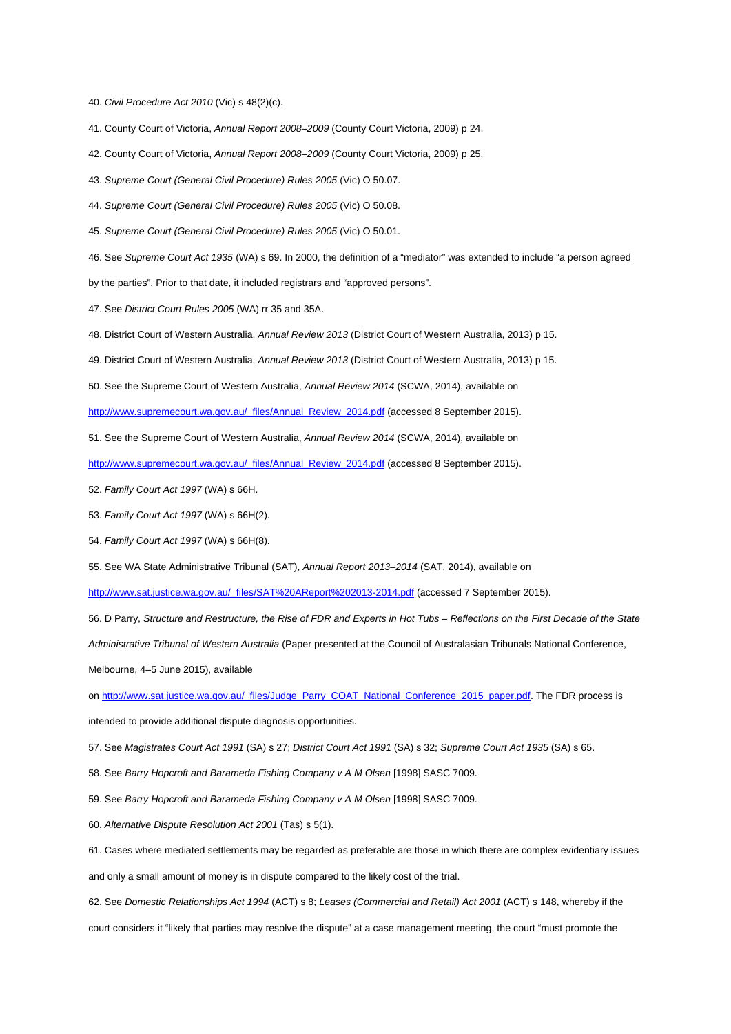40. *Civil Procedure Act 2010* (Vic) s 48(2)(c).

41. County Court of Victoria, *Annual Report 2008–2009* (County Court Victoria, 2009) p 24.

42. County Court of Victoria, *Annual Report 2008–2009* (County Court Victoria, 2009) p 25.

43. *Supreme Court (General Civil Procedure) Rules 2005* (Vic) O 50.07.

44. *Supreme Court (General Civil Procedure) Rules 2005* (Vic) O 50.08.

45. *Supreme Court (General Civil Procedure) Rules 2005* (Vic) O 50.01.

46. See *Supreme Court Act 1935* (WA) s 69. In 2000, the definition of a "mediator" was extended to include "a person agreed by the parties". Prior to that date, it included registrars and "approved persons".

47. See *District Court Rules 2005* (WA) rr 35 and 35A.

48. District Court of Western Australia, *Annual Review 2013* (District Court of Western Australia, 2013) p 15.

49. District Court of Western Australia, *Annual Review 2013* (District Court of Western Australia, 2013) p 15.

50. See the Supreme Court of Western Australia, *Annual Review 2014* (SCWA, 2014), available on http://www.supremecourt.wa.gov.au/_files/Annual_Review_2014.pdf (accessed 8 September 2015).

51. See the Supreme Court of Western Australia, *Annual Review 2014* (SCWA, 2014), available on http://www.supremecourt.wa.gov.au/_files/Annual_Review_2014.pdf (accessed 8 September 2015).

52. *Family Court Act 1997* (WA) s 66H.

53. *Family Court Act 1997* (WA) s 66H(2).

54. *Family Court Act 1997* (WA) s 66H(8).

55. See WA State Administrative Tribunal (SAT), *Annual Report 2013–2014* (SAT, 2014), available on http://www.sat.justice.wa.gov.au/_files/SAT%20AReport%202013-2014.pdf (accessed 7 September 2015).

56. D Parry, *Structure and Restructure, the Rise of FDR and Experts in Hot Tubs – Reflections on the First Decade of the State Administrative Tribunal of Western Australia* (Paper presented at the Council of Australasian Tribunals National Conference, Melbourne, 4–5 June 2015), available on http://www.sat.justice.wa.gov.au/_files/Judge_Parry_COAT_National_Conference_2015_paper.pdf. The FDR process is intended to provide additional dispute diagnosis opportunities.

57. See *Magistrates Court Act 1991* (SA) s 27; *District Court Act 1991* (SA) s 32; *Supreme Court Act 1935* (SA) s 65.

58. See *Barry Hopcroft and Barameda Fishing Company v A M Olsen* [1998] SASC 7009.

59. See *Barry Hopcroft and Barameda Fishing Company v A M Olsen* [1998] SASC 7009.

60. *Alternative Dispute Resolution Act 2001* (Tas) s 5(1).

61. Cases where mediated settlements may be regarded as preferable are those in which there are complex evidentiary issues and only a small amount of money is in dispute compared to the likely cost of the trial.

62. See *Domestic Relationships Act 1994* (ACT) s 8; *Leases (Commercial and Retail) Act 2001* (ACT) s 148, whereby if the court considers it "likely that parties may resolve the dispute" at a case management meeting, the court "must promote the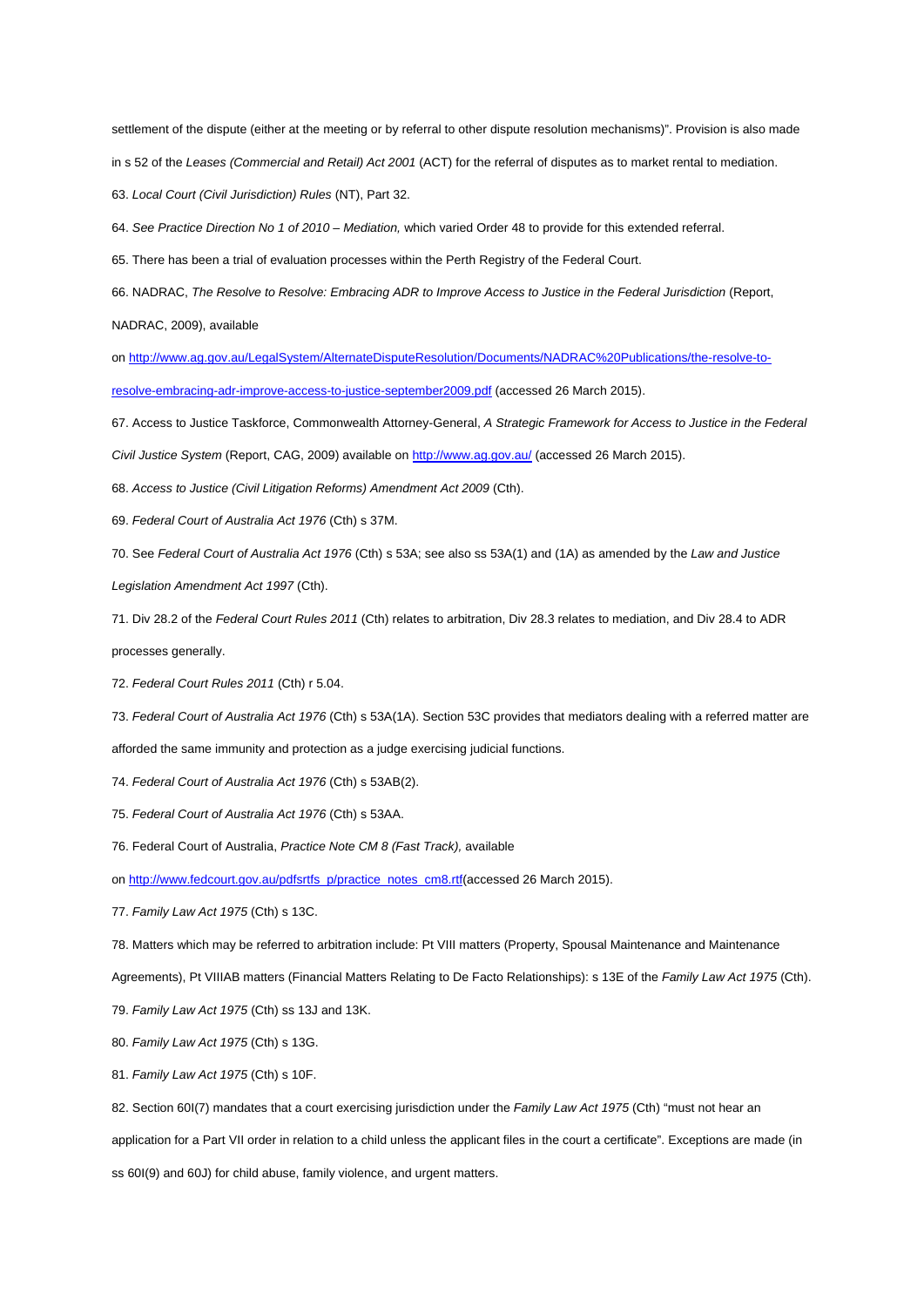settlement of the dispute (either at the meeting or by referral to other dispute resolution mechanisms)". Provision is also made in s 52 of the *Leases (Commercial and Retail) Act 2001* (ACT) for the referral of disputes as to market rental to mediation.

63. *Local Court (Civil Jurisdiction) Rules* (NT), Part 32.

64. *See Practice Direction No 1 of 2010 – Mediation,* which varied Order 48 to provide for this extended referral.

65. There has been a trial of evaluation processes within the Perth Registry of the Federal Court.

66. NADRAC, *The Resolve to Resolve: Embracing ADR to Improve Access to Justice in the Federal Jurisdiction* (Report, NADRAC, 2009), available on [http://www.ag.gov.au/LegalSystem/AlternateDisputeResolution/Documents/NADRAC%20Publications/the-resolve-to-resolve-embracing-adr-improve-access-to-justice-september2009.pdf](http://www.ag.gov.au/LegalSystem/AlternateDisputeResolution/Documents/NADRAC%20Publications/the-resolve-to-resolve-embracing-adr-improve-access-to-justice-september2009.pdf) (accessed 26 March 2015).

67. Access to Justice Taskforce, Commonwealth Attorney-General, *A Strategic Framework for Access to Justice in the Federal Civil Justice System* (Report, CAG, 2009) available on [http://www.ag.gov.au/](http://www.ag.gov.au/) (accessed 26 March 2015).

68. *Access to Justice (Civil Litigation Reforms) Amendment Act 2009* (Cth).

69. *Federal Court of Australia Act 1976* (Cth) s 37M.

70. See *Federal Court of Australia Act 1976* (Cth) s 53A; see also ss 53A(1) and (1A) as amended by the *Law and Justice Legislation Amendment Act 1997* (Cth).

71. Div 28.2 of the *Federal Court Rules 2011* (Cth) relates to arbitration, Div 28.3 relates to mediation, and Div 28.4 to ADR processes generally.

72. *Federal Court Rules 2011* (Cth) r 5.04.

73. *Federal Court of Australia Act 1976* (Cth) s 53A(1A). Section 53C provides that mediators dealing with a referred matter are afforded the same immunity and protection as a judge exercising judicial functions.

74. *Federal Court of Australia Act 1976* (Cth) s 53AB(2).

75. *Federal Court of Australia Act 1976* (Cth) s 53AA.

76. Federal Court of Australia, *Practice Note CM 8 (Fast Track),* available on [http://www.fedcourt.gov.au/pdfsrtfs_p/practice_notes_cm8.rtf](http://www.fedcourt.gov.au/pdfsrtfs_p/practice_notes_cm8.rtf)(accessed 26 March 2015).

77. *Family Law Act 1975* (Cth) s 13C.

78. Matters which may be referred to arbitration include: Pt VIII matters (Property, Spousal Maintenance and Maintenance Agreements), Pt VIIIAB matters (Financial Matters Relating to De Facto Relationships): s 13E of the *Family Law Act 1975* (Cth).

79. *Family Law Act 1975* (Cth) ss 13J and 13K.

80. *Family Law Act 1975* (Cth) s 13G.

81. *Family Law Act 1975* (Cth) s 10F.

82. Section 60I(7) mandates that a court exercising jurisdiction under the *Family Law Act 1975* (Cth) "must not hear an application for a Part VII order in relation to a child unless the applicant files in the court a certificate". Exceptions are made (in ss 60I(9) and 60J) for child abuse, family violence, and urgent matters.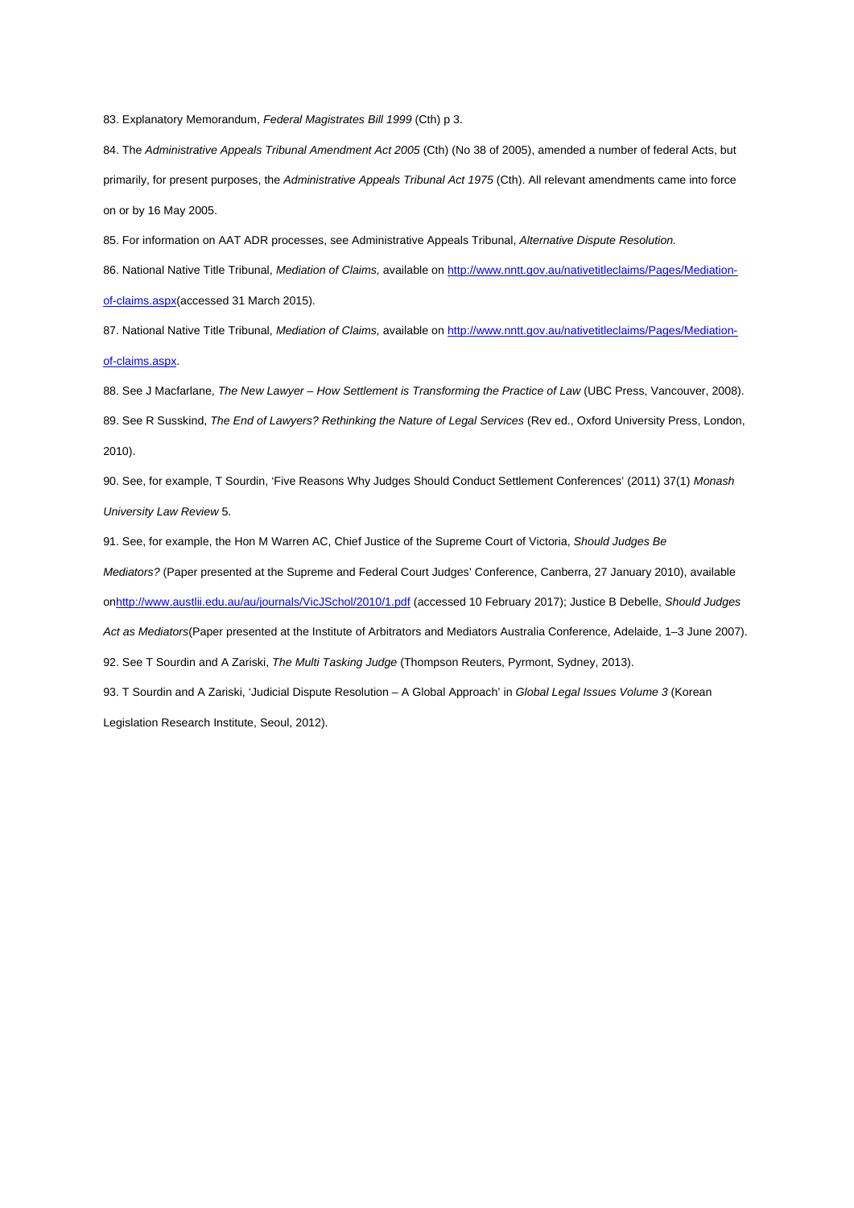83. Explanatory Memorandum, *Federal Magistrates Bill 1999* (Cth) p 3.

84. The *Administrative Appeals Tribunal Amendment Act 2005* (Cth) (No 38 of 2005), amended a number of federal Acts, but primarily, for present purposes, the *Administrative Appeals Tribunal Act 1975* (Cth). All relevant amendments came into force on or by 16 May 2005.

85. For information on AAT ADR processes, see Administrative Appeals Tribunal, *Alternative Dispute Resolution.*

86. National Native Title Tribunal, *Mediation of Claims,* available on http://www.nntt.gov.au/nativetitleclaims/Pages/Mediation-of-claims.aspx(accessed 31 March 2015).

87. National Native Title Tribunal, *Mediation of Claims,* available on http://www.nntt.gov.au/nativetitleclaims/Pages/Mediation-of-claims.aspx.

88. See J Macfarlane, *The New Lawyer – How Settlement is Transforming the Practice of Law* (UBC Press, Vancouver, 2008).

89. See R Susskind, *The End of Lawyers? Rethinking the Nature of Legal Services* (Rev ed., Oxford University Press, London, 2010).

90. See, for example, T Sourdin, 'Five Reasons Why Judges Should Conduct Settlement Conferences' (2011) 37(1) *Monash University Law Review* 5.

91. See, for example, the Hon M Warren AC, Chief Justice of the Supreme Court of Victoria, *Should Judges Be Mediators?* (Paper presented at the Supreme and Federal Court Judges' Conference, Canberra, 27 January 2010), available onhttp://www.austlii.edu.au/au/journals/VicJSchol/2010/1.pdf (accessed 10 February 2017); Justice B Debelle, *Should Judges Act as Mediators*(Paper presented at the Institute of Arbitrators and Mediators Australia Conference, Adelaide, 1–3 June 2007).

92. See T Sourdin and A Zariski, *The Multi Tasking Judge* (Thompson Reuters, Pyrmont, Sydney, 2013).

93. T Sourdin and A Zariski, 'Judicial Dispute Resolution – A Global Approach' in *Global Legal Issues Volume 3* (Korean Legislation Research Institute, Seoul, 2012).